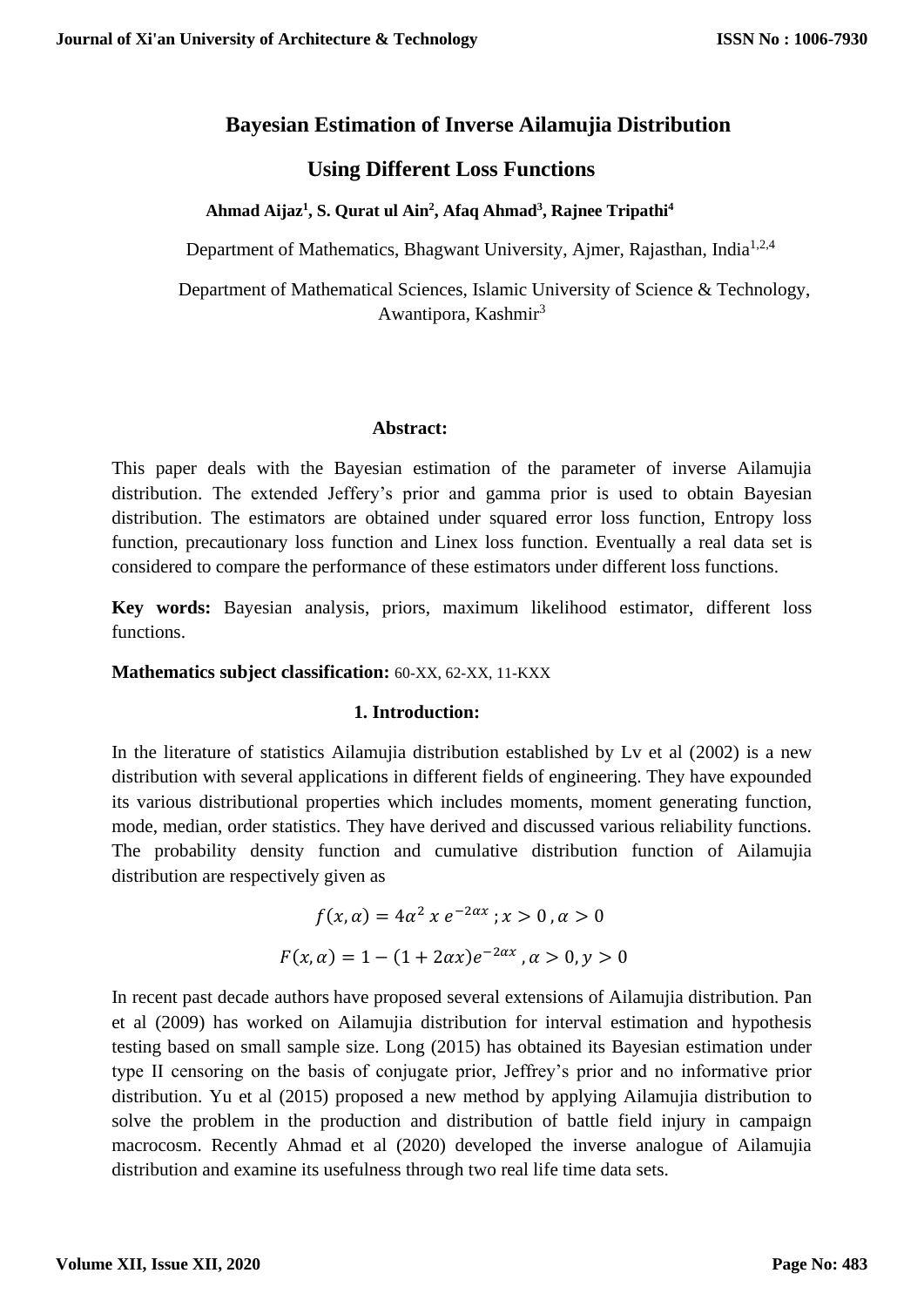# Bayesian Estimation of Inverse Ailamujia Distribution Using Different Loss Functions

**Ahmad Aijaz[1], S. Qurat ul Ain[2], Afaq Ahmad[3], Rajnee Tripathi[4]**

Department of Mathematics, Bhagwant University, Ajmer, Rajasthan, India[1,2,4]

Department of Mathematical Sciences, Islamic University of Science & Technology, Awantipora, Kashmir[3]

**Abstract:**

This paper deals with the Bayesian estimation of the parameter of inverse Ailamujia distribution. The extended Jeffery's prior and gamma prior is used to obtain Bayesian distribution. The estimators are obtained under squared error loss function, Entropy loss function, precautionary loss function and Linex loss function. Eventually a real data set is considered to compare the performance of these estimators under different loss functions.

**Key words:** Bayesian analysis, priors, maximum likelihood estimator, different loss functions.

**Mathematics subject classification:** 60-XX, 62-XX, 11-KXX

## 1. Introduction:

In the literature of statistics Ailamujia distribution established by Lv et al (2002) is a new distribution with several applications in different fields of engineering. They have expounded its various distributional properties which includes moments, moment generating function, mode, median, order statistics. They have derived and discussed various reliability functions. The probability density function and cumulative distribution function of Ailamujia distribution are respectively given as

$$f(x, \alpha) = 4\alpha^2 \, x \, e^{-2\alpha x} \, ; x > 0 \, , \alpha > 0$$

$$F(x, \alpha) = 1 - (1 + 2\alpha x)e^{-2\alpha x} \, , \alpha > 0, y > 0$$

In recent past decade authors have proposed several extensions of Ailamujia distribution. Pan et al (2009) has worked on Ailamujia distribution for interval estimation and hypothesis testing based on small sample size. Long (2015) has obtained its Bayesian estimation under type II censoring on the basis of conjugate prior, Jeffrey's prior and no informative prior distribution. Yu et al (2015) proposed a new method by applying Ailamujia distribution to solve the problem in the production and distribution of battle field injury in campaign macrocosm. Recently Ahmad et al (2020) developed the inverse analogue of Ailamujia distribution and examine its usefulness through two real life time data sets.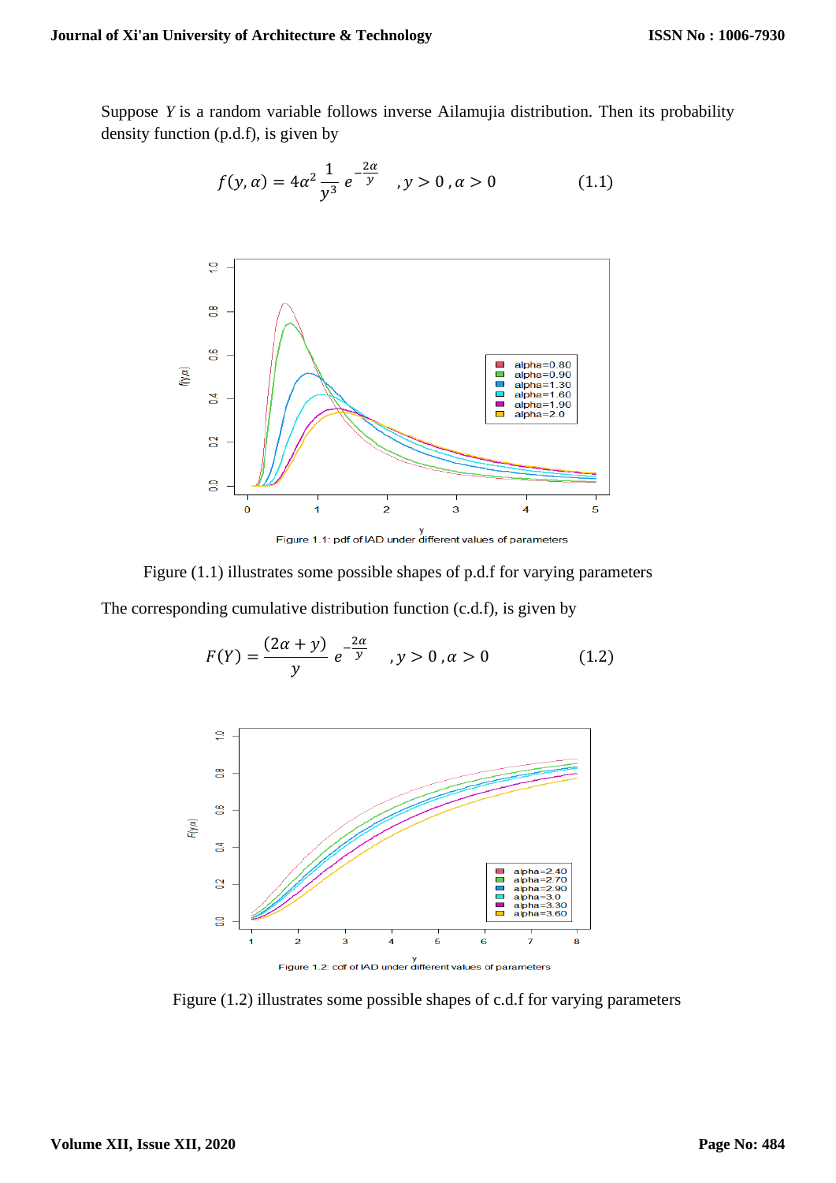Suppose $Y$ is a random variable follows inverse Ailamujia distribution. Then its probability density function (p.d.f), is given by

$$f(y,\alpha) = 4\alpha^2 \frac{1}{y^3} e^{-\frac{2\alpha}{y}} \quad ,y > 0\,,\alpha > 0 \qquad (1.1)$$

Figure 1.1: pdf of IAD under different values of parameters

Figure (1.1) illustrates some possible shapes of p.d.f for varying parameters

The corresponding cumulative distribution function (c.d.f), is given by

$$F(Y) = \frac{(2\alpha + y)}{y} e^{-\frac{2\alpha}{y}} \quad ,y > 0\,,\alpha > 0 \qquad (1.2)$$

Figure 1.2: cdf of IAD under different values of parameters

Figure (1.2) illustrates some possible shapes of c.d.f for varying parameters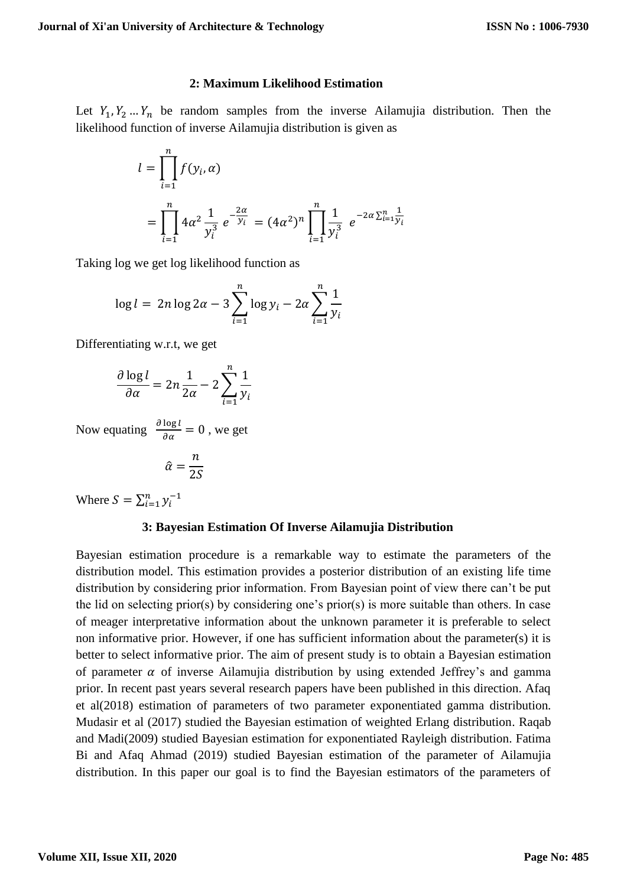## 2: Maximum Likelihood Estimation

Let $Y_1, Y_2 \ldots Y_n$ be random samples from the inverse Ailamujia distribution. Then the likelihood function of inverse Ailamujia distribution is given as

$$l = \prod_{i=1}^{n} f(y_i, \alpha)$$

$$= \prod_{i=1}^{n} 4\alpha^2 \frac{1}{y_i^3} \ e^{-\frac{2\alpha}{y_i}} \ = (4\alpha^2)^n \prod_{i=1}^{n} \frac{1}{y_i^3} \ \ e^{-2\alpha \sum_{i=1}^{n} \frac{1}{y_i}}$$

Taking log we get log likelihood function as

$$\log l = \ 2n \log 2\alpha - 3 \sum_{i=1}^{n} \log y_i - 2\alpha \sum_{i=1}^{n} \frac{1}{y_i}$$

Differentiating w.r.t, we get

$$\frac{\partial \log l}{\partial \alpha} = 2n \frac{1}{2\alpha} - 2 \sum_{i=1}^{n} \frac{1}{y_i}$$

Now equating $\frac{\partial \log l}{\partial \alpha} = 0$ , we get

$$\hat{\alpha} = \frac{n}{2S}$$

Where $S = \sum_{i=1}^{n} y_i^{-1}$

## 3: Bayesian Estimation Of Inverse Ailamujia Distribution

Bayesian estimation procedure is a remarkable way to estimate the parameters of the distribution model. This estimation provides a posterior distribution of an existing life time distribution by considering prior information. From Bayesian point of view there can't be put the lid on selecting prior(s) by considering one's prior(s) is more suitable than others. In case of meager interpretative information about the unknown parameter it is preferable to select non informative prior. However, if one has sufficient information about the parameter(s) it is better to select informative prior. The aim of present study is to obtain a Bayesian estimation of parameter $\alpha$ of inverse Ailamujia distribution by using extended Jeffrey's and gamma prior. In recent past years several research papers have been published in this direction. Afaq et al(2018) estimation of parameters of two parameter exponentiated gamma distribution. Mudasir et al (2017) studied the Bayesian estimation of weighted Erlang distribution. Raqab and Madi(2009) studied Bayesian estimation for exponentiated Rayleigh distribution. Fatima Bi and Afaq Ahmad (2019) studied Bayesian estimation of the parameter of Ailamujia distribution. In this paper our goal is to find the Bayesian estimators of the parameters of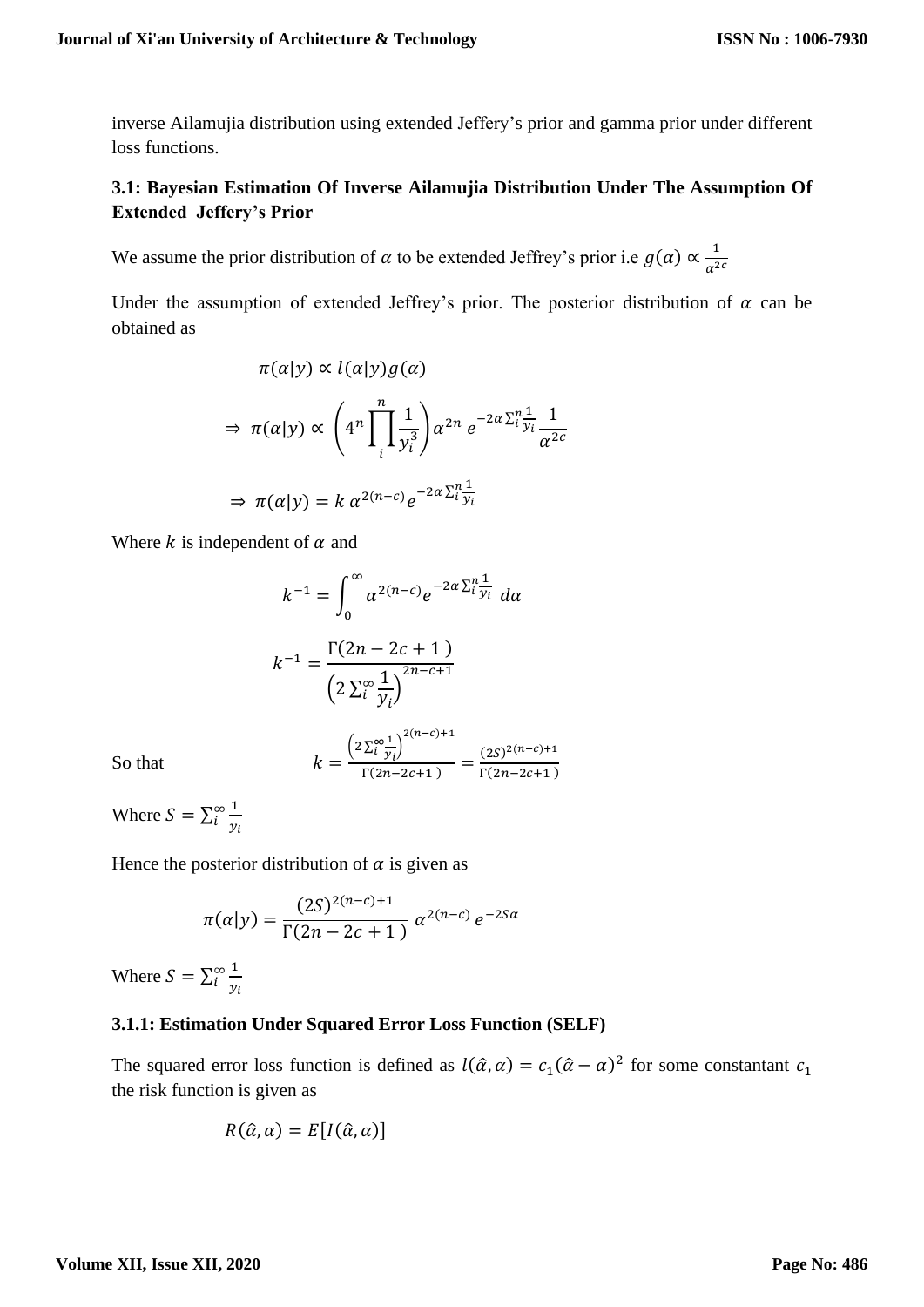inverse Ailamujia distribution using extended Jeffery's prior and gamma prior under different loss functions.

### 3.1: Bayesian Estimation Of Inverse Ailamujia Distribution Under The Assumption Of Extended Jeffery's Prior

We assume the prior distribution of $\alpha$ to be extended Jeffrey's prior i.e $g(\alpha) \propto \frac{1}{\alpha^{2c}}$

Under the assumption of extended Jeffrey's prior. The posterior distribution of $\alpha$ can be obtained as

$$\pi(\alpha|y) \propto l(\alpha|y)g(\alpha)$$

$$\Rightarrow \pi(\alpha|y) \propto \left(4^n \prod_{i}^{n} \frac{1}{y_i^3}\right) \alpha^{2n} e^{-2\alpha \sum_i^n \frac{1}{y_i}} \frac{1}{\alpha^{2c}}$$

$$\Rightarrow \pi(\alpha|y) = k\, \alpha^{2(n-c)} e^{-2\alpha \sum_i^n \frac{1}{y_i}}$$

Where $k$ is independent of $\alpha$ and

$$k^{-1} = \int_0^\infty \alpha^{2(n-c)} e^{-2\alpha \sum_i^n \frac{1}{y_i}}\, d\alpha$$

$$k^{-1} = \frac{\Gamma(2n - 2c + 1)}{\left(2 \sum_i^\infty \frac{1}{y_i}\right)^{2n-c+1}}$$

So that

$$k = \frac{\left(2 \sum_i^\infty \frac{1}{y_i}\right)^{2(n-c)+1}}{\Gamma(2n-2c+1)} = \frac{(2S)^{2(n-c)+1}}{\Gamma(2n-2c+1)}$$

Where $S = \sum_i^\infty \frac{1}{y_i}$

Hence the posterior distribution of $\alpha$ is given as

$$\pi(\alpha|y) = \frac{(2S)^{2(n-c)+1}}{\Gamma(2n - 2c + 1)}\, \alpha^{2(n-c)}\, e^{-2S\alpha}$$

Where $S = \sum_i^\infty \frac{1}{y_i}$

#### 3.1.1: Estimation Under Squared Error Loss Function (SELF)

The squared error loss function is defined as $l(\hat{\alpha}, \alpha) = c_1(\hat{\alpha} - \alpha)^2$ for some constantant $c_1$ the risk function is given as

$$R(\hat{\alpha}, \alpha) = E[I(\hat{\alpha}, \alpha)]$$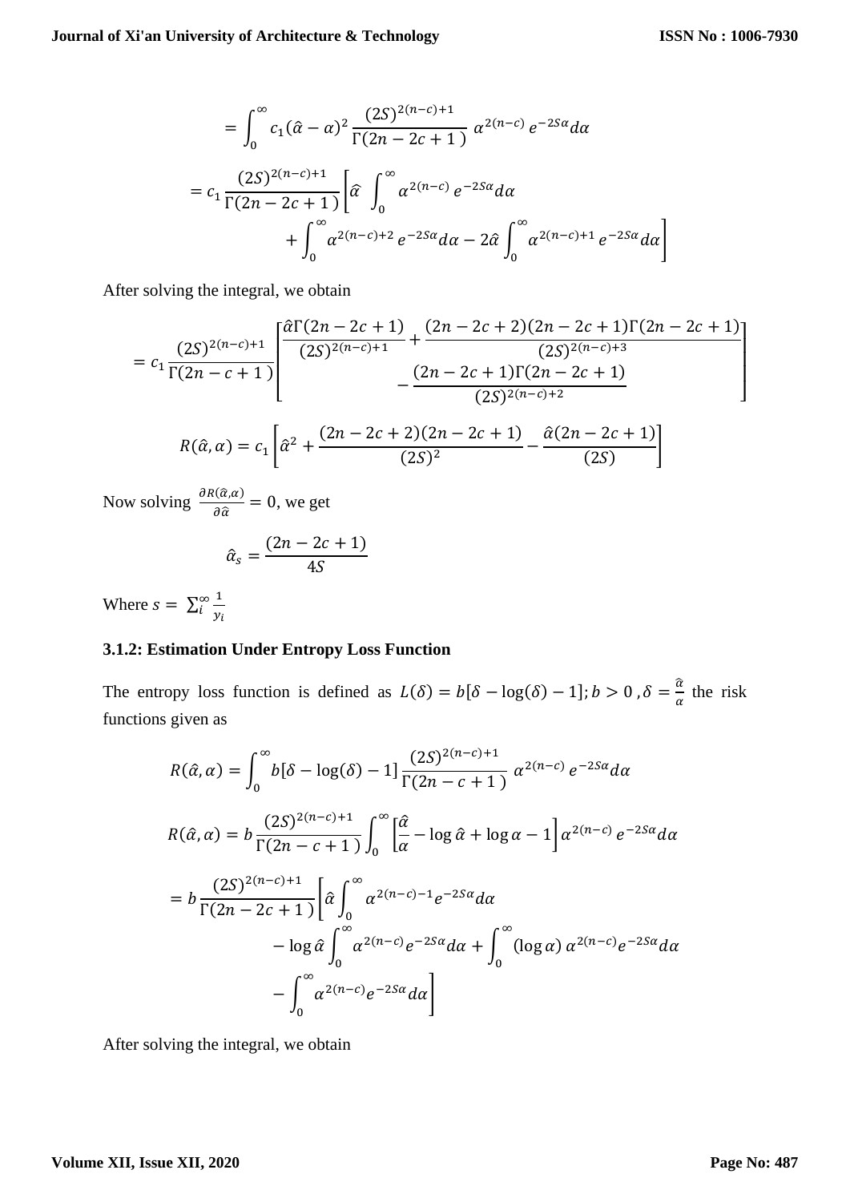$$= \int_0^\infty c_1 (\hat{\alpha} - \alpha)^2 \frac{(2S)^{2(n-c)+1}}{\Gamma(2n - 2c + 1)} \alpha^{2(n-c)} e^{-2S\alpha} d\alpha$$

$$= c_1 \frac{(2S)^{2(n-c)+1}}{\Gamma(2n - 2c + 1)} \left[ \hat{\alpha} \int_0^\infty \alpha^{2(n-c)} e^{-2S\alpha} d\alpha + \int_0^\infty \alpha^{2(n-c)+2} e^{-2S\alpha} d\alpha - 2\hat{\alpha} \int_0^\infty \alpha^{2(n-c)+1} e^{-2S\alpha} d\alpha \right]$$

After solving the integral, we obtain

$$= c_1 \frac{(2S)^{2(n-c)+1}}{\Gamma(2n - c + 1)} \left[ \frac{\hat{\alpha}\Gamma(2n - 2c + 1)}{(2S)^{2(n-c)+1}} + \frac{(2n - 2c + 2)(2n - 2c + 1)\Gamma(2n - 2c + 1)}{(2S)^{2(n-c)+3}} - \frac{(2n - 2c + 1)\Gamma(2n - 2c + 1)}{(2S)^{2(n-c)+2}} \right]$$

$$R(\hat{\alpha}, \alpha) = c_1 \left[ \hat{\alpha}^2 + \frac{(2n - 2c + 2)(2n - 2c + 1)}{(2S)^2} - \frac{\hat{\alpha}(2n - 2c + 1)}{(2S)} \right]$$

Now solving $\frac{\partial R(\hat{\alpha},\alpha)}{\partial \hat{\alpha}} = 0$, we get

$$\hat{\alpha}_s = \frac{(2n - 2c + 1)}{4S}$$

Where $s = \sum_i^\infty \frac{1}{y_i}$

### 3.1.2: Estimation Under Entropy Loss Function

The entropy loss function is defined as $L(\delta) = b[\delta - \log(\delta) - 1]; b > 0, \delta = \frac{\hat{\alpha}}{\alpha}$ the risk functions given as

$$R(\hat{\alpha}, \alpha) = \int_0^\infty b[\delta - \log(\delta) - 1] \frac{(2S)^{2(n-c)+1}}{\Gamma(2n - c + 1)} \alpha^{2(n-c)} e^{-2S\alpha} d\alpha$$

$$R(\hat{\alpha}, \alpha) = b \frac{(2S)^{2(n-c)+1}}{\Gamma(2n - c + 1)} \int_0^\infty \left[ \frac{\hat{\alpha}}{\alpha} - \log \hat{\alpha} + \log \alpha - 1 \right] \alpha^{2(n-c)} e^{-2S\alpha} d\alpha$$

$$= b \frac{(2S)^{2(n-c)+1}}{\Gamma(2n - 2c + 1)} \left[ \hat{\alpha} \int_0^\infty \alpha^{2(n-c)-1} e^{-2S\alpha} d\alpha - \log \hat{\alpha} \int_0^\infty \alpha^{2(n-c)} e^{-2S\alpha} d\alpha + \int_0^\infty (\log \alpha) \alpha^{2(n-c)} e^{-2S\alpha} d\alpha - \int_0^\infty \alpha^{2(n-c)} e^{-2S\alpha} d\alpha \right]$$

After solving the integral, we obtain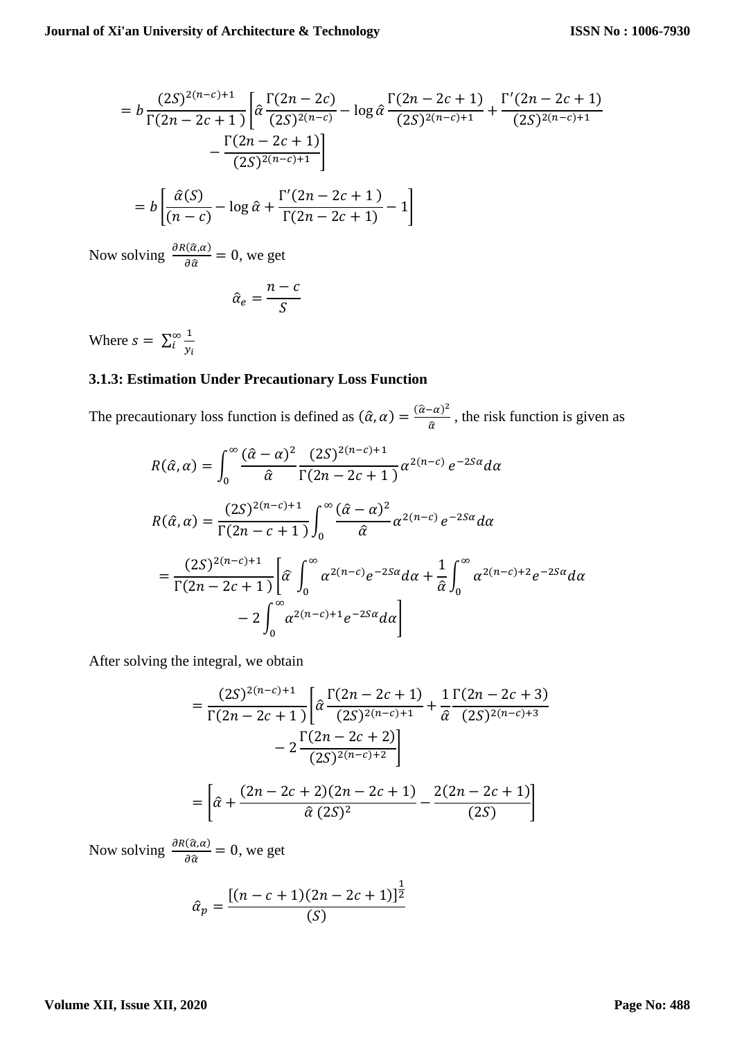$$= b\frac{(2S)^{2(n-c)+1}}{\Gamma(2n-2c+1)}\left[\hat{\alpha}\frac{\Gamma(2n-2c)}{(2S)^{2(n-c)}} - \log\hat{\alpha}\frac{\Gamma(2n-2c+1)}{(2S)^{2(n-c)+1}} + \frac{\Gamma'(2n-2c+1)}{(2S)^{2(n-c)+1}} - \frac{\Gamma(2n-2c+1)}{(2S)^{2(n-c)+1}}\right]$$

$$= b\left[\frac{\hat{\alpha}(S)}{(n-c)} - \log\hat{\alpha} + \frac{\Gamma'(2n-2c+1)}{\Gamma(2n-2c+1)} - 1\right]$$

Now solving $\frac{\partial R(\hat{\alpha},\alpha)}{\partial\hat{\alpha}} = 0$, we get

$$\hat{\alpha}_e = \frac{n-c}{S}$$

Where $s = \sum_i^{\infty}\frac{1}{y_i}$

### 3.1.3: Estimation Under Precautionary Loss Function

The precautionary loss function is defined as $(\hat{\alpha},\alpha) = \frac{(\hat{\alpha}-\alpha)^2}{\hat{\alpha}}$ , the risk function is given as

$$R(\hat{\alpha},\alpha) = \int_0^{\infty}\frac{(\hat{\alpha}-\alpha)^2}{\hat{\alpha}}\frac{(2S)^{2(n-c)+1}}{\Gamma(2n-2c+1)}\alpha^{2(n-c)}e^{-2S\alpha}d\alpha$$

$$R(\hat{\alpha},\alpha) = \frac{(2S)^{2(n-c)+1}}{\Gamma(2n-c+1)}\int_0^{\infty}\frac{(\hat{\alpha}-\alpha)^2}{\hat{\alpha}}\alpha^{2(n-c)}e^{-2S\alpha}d\alpha$$

$$= \frac{(2S)^{2(n-c)+1}}{\Gamma(2n-2c+1)}\left[\hat{\alpha}\int_0^{\infty}\alpha^{2(n-c)}e^{-2S\alpha}d\alpha + \frac{1}{\hat{\alpha}}\int_0^{\infty}\alpha^{2(n-c)+2}e^{-2S\alpha}d\alpha - 2\int_0^{\infty}\alpha^{2(n-c)+1}e^{-2S\alpha}d\alpha\right]$$

After solving the integral, we obtain

$$= \frac{(2S)^{2(n-c)+1}}{\Gamma(2n-2c+1)}\left[\hat{\alpha}\frac{\Gamma(2n-2c+1)}{(2S)^{2(n-c)+1}} + \frac{1}{\hat{\alpha}}\frac{\Gamma(2n-2c+3)}{(2S)^{2(n-c)+3}} - 2\frac{\Gamma(2n-2c+2)}{(2S)^{2(n-c)+2}}\right]$$

$$= \left[\hat{\alpha} + \frac{(2n-2c+2)(2n-2c+1)}{\hat{\alpha}\,(2S)^2} - \frac{2(2n-2c+1)}{(2S)}\right]$$

Now solving $\frac{\partial R(\hat{\alpha},\alpha)}{\partial\hat{\alpha}} = 0$, we get

$$\hat{\alpha}_p = \frac{[(n-c+1)(2n-2c+1)]^{\frac{1}{2}}}{(S)}$$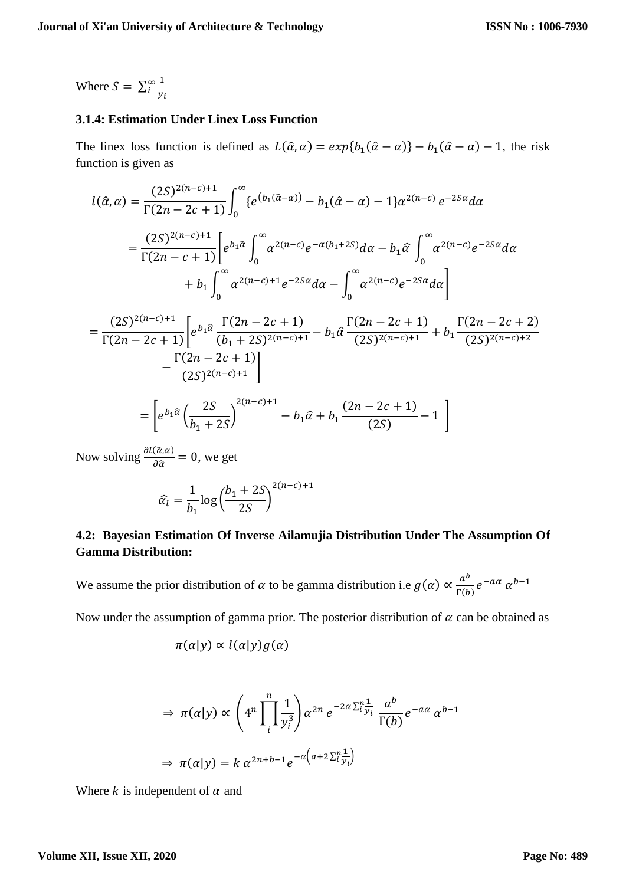Where $S = \sum_{i}^{\infty} \frac{1}{y_i}$

### 3.1.4: Estimation Under Linex Loss Function

The linex loss function is defined as $L(\hat{\alpha}, \alpha) = exp\{b_1(\hat{\alpha} - \alpha)\} - b_1(\hat{\alpha} - \alpha) - 1$, the risk function is given as

$$l(\hat{\alpha}, \alpha) = \frac{(2S)^{2(n-c)+1}}{\Gamma(2n-2c+1)} \int_0^{\infty} \{e^{\left(b_1(\hat{\alpha}-\alpha)\right)} - b_1(\hat{\alpha} - \alpha) - 1\} \alpha^{2(n-c)}\, e^{-2S\alpha} d\alpha$$

$$= \frac{(2S)^{2(n-c)+1}}{\Gamma(2n-c+1)} \left[ e^{b_1 \hat{\alpha}} \int_0^{\infty} \alpha^{2(n-c)} e^{-\alpha(b_1+2S)} d\alpha - b_1 \hat{\alpha} \int_0^{\infty} \alpha^{2(n-c)} e^{-2S\alpha} d\alpha + b_1 \int_0^{\infty} \alpha^{2(n-c)+1} e^{-2S\alpha} d\alpha - \int_0^{\infty} \alpha^{2(n-c)} e^{-2S\alpha} d\alpha \right]$$

$$= \frac{(2S)^{2(n-c)+1}}{\Gamma(2n-2c+1)} \left[ e^{b_1 \hat{\alpha}} \frac{\Gamma(2n-2c+1)}{(b_1+2S)^{2(n-c)+1}} - b_1 \hat{\alpha} \frac{\Gamma(2n-2c+1)}{(2S)^{2(n-c)+1}} + b_1 \frac{\Gamma(2n-2c+2)}{(2S)^{2(n-c)+2}} - \frac{\Gamma(2n-2c+1)}{(2S)^{2(n-c)+1}} \right]$$

$$= \left[ e^{b_1 \hat{\alpha}} \left( \frac{2S}{b_1 + 2S} \right)^{2(n-c)+1} - b_1 \hat{\alpha} + b_1 \frac{(2n-2c+1)}{(2S)} - 1 \right]$$

Now solving $\frac{\partial l(\hat{\alpha}, \alpha)}{\partial \hat{\alpha}} = 0$, we get

$$\widehat{\alpha_l} = \frac{1}{b_1} \log \left( \frac{b_1 + 2S}{2S} \right)^{2(n-c)+1}$$

### 4.2: Bayesian Estimation Of Inverse Ailamujia Distribution Under The Assumption Of Gamma Distribution:

We assume the prior distribution of $\alpha$ to be gamma distribution i.e $g(\alpha) \propto \frac{a^b}{\Gamma(b)} e^{-a\alpha}\, \alpha^{b-1}$

Now under the assumption of gamma prior. The posterior distribution of $\alpha$ can be obtained as

$$\pi(\alpha|y) \propto l(\alpha|y) g(\alpha)$$

$$\Rightarrow \pi(\alpha|y) \propto \left( 4^n \prod_{i}^{n} \frac{1}{y_i^3} \right) \alpha^{2n}\, e^{-2\alpha \sum_i^n \frac{1}{y_i}}\, \frac{a^b}{\Gamma(b)} e^{-a\alpha}\, \alpha^{b-1}$$

$$\Rightarrow \pi(\alpha|y) = k\, \alpha^{2n+b-1} e^{-\alpha\left(a + 2\sum_i^n \frac{1}{y_i}\right)}$$

Where $k$ is independent of $\alpha$ and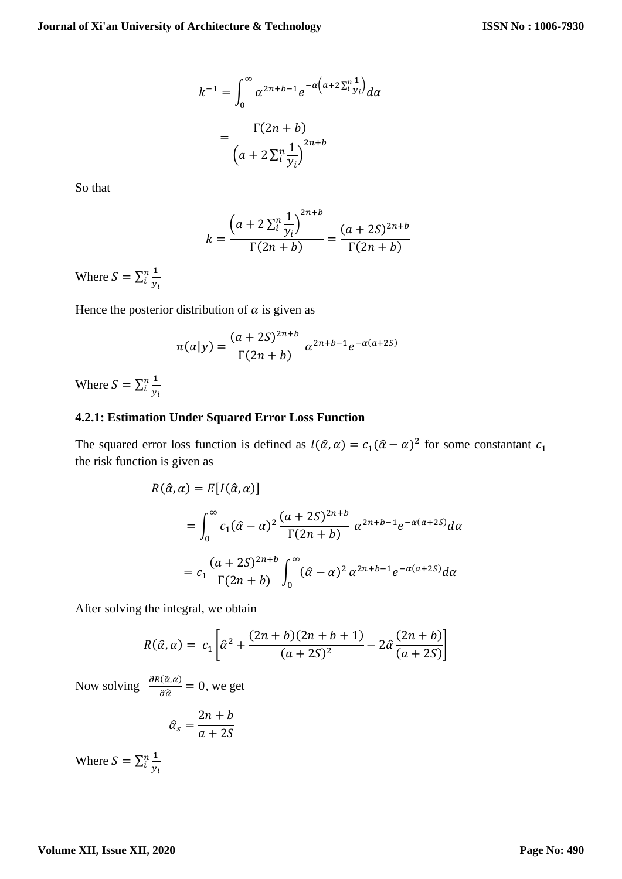$$k^{-1} = \int_0^\infty \alpha^{2n+b-1} e^{-\alpha\left(a+2\sum_i^n \frac{1}{y_i}\right)} d\alpha$$

$$= \frac{\Gamma(2n+b)}{\left(a+2\sum_i^n \frac{1}{y_i}\right)^{2n+b}}$$

So that

$$k = \frac{\left(a+2\sum_i^n \frac{1}{y_i}\right)^{2n+b}}{\Gamma(2n+b)} = \frac{(a+2S)^{2n+b}}{\Gamma(2n+b)}$$

Where $S = \sum_i^n \frac{1}{y_i}$

Hence the posterior distribution of $\alpha$ is given as

$$\pi(\alpha|y) = \frac{(a+2S)^{2n+b}}{\Gamma(2n+b)} \alpha^{2n+b-1} e^{-\alpha(a+2S)}$$

Where $S = \sum_i^n \frac{1}{y_i}$

### 4.2.1: Estimation Under Squared Error Loss Function

The squared error loss function is defined as $l(\hat{\alpha}, \alpha) = c_1(\hat{\alpha} - \alpha)^2$ for some constantant $c_1$ the risk function is given as

$$R(\hat{\alpha}, \alpha) = E[I(\hat{\alpha}, \alpha)]$$

$$= \int_0^\infty c_1(\hat{\alpha} - \alpha)^2 \frac{(a+2S)^{2n+b}}{\Gamma(2n+b)} \alpha^{2n+b-1} e^{-\alpha(a+2S)} d\alpha$$

$$= c_1 \frac{(a+2S)^{2n+b}}{\Gamma(2n+b)} \int_0^\infty (\hat{\alpha} - \alpha)^2 \alpha^{2n+b-1} e^{-\alpha(a+2S)} d\alpha$$

After solving the integral, we obtain

$$R(\hat{\alpha}, \alpha) = c_1 \left[\hat{\alpha}^2 + \frac{(2n+b)(2n+b+1)}{(a+2S)^2} - 2\hat{\alpha}\frac{(2n+b)}{(a+2S)}\right]$$

Now solving $\frac{\partial R(\hat{\alpha}, \alpha)}{\partial \hat{\alpha}} = 0$, we get

$$\hat{\alpha}_s = \frac{2n+b}{a+2S}$$

Where $S = \sum_i^n \frac{1}{y_i}$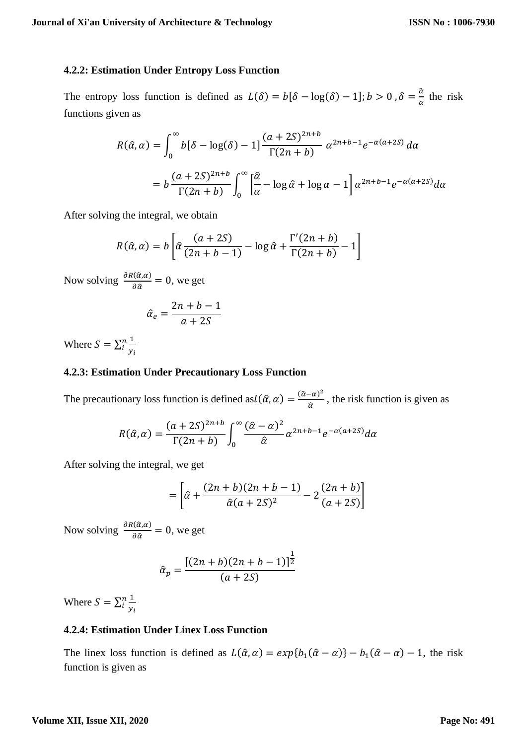#### 4.2.2: Estimation Under Entropy Loss Function

The entropy loss function is defined as $L(\delta) = b[\delta - \log(\delta) - 1]; b > 0\ , \delta = \frac{\hat{\alpha}}{\alpha}$ the risk functions given as

$$R(\hat{\alpha}, \alpha) = \int_0^\infty b[\delta - \log(\delta) - 1] \frac{(a + 2S)^{2n+b}}{\Gamma(2n + b)}\ \alpha^{2n+b-1} e^{-\alpha(a+2S)}\, d\alpha$$

$$= b\, \frac{(a + 2S)^{2n+b}}{\Gamma(2n + b)} \int_0^\infty \left[\frac{\hat{\alpha}}{\alpha} - \log \hat{\alpha} + \log \alpha - 1\right] \alpha^{2n+b-1} e^{-\alpha(a+2S)} d\alpha$$

After solving the integral, we obtain

$$R(\hat{\alpha}, \alpha) = b\left[\hat{\alpha}\frac{(a + 2S)}{(2n + b - 1)} - \log \hat{\alpha} + \frac{\Gamma'(2n + b)}{\Gamma(2n + b)} - 1\right]$$

Now solving $\frac{\partial R(\hat{\alpha},\alpha)}{\partial \hat{\alpha}} = 0$, we get

$$\hat{\alpha}_e = \frac{2n + b - 1}{a + 2S}$$

Where $S = \sum_i^n \frac{1}{y_i}$

#### 4.2.3: Estimation Under Precautionary Loss Function

The precautionary loss function is defined as $l(\hat{\alpha}, \alpha) = \frac{(\hat{\alpha}-\alpha)^2}{\hat{\alpha}}$ , the risk function is given as

$$R(\hat{\alpha}, \alpha) = \frac{(a + 2S)^{2n+b}}{\Gamma(2n + b)} \int_0^\infty \frac{(\hat{\alpha} - \alpha)^2}{\hat{\alpha}} \alpha^{2n+b-1} e^{-\alpha(a+2S)} d\alpha$$

After solving the integral, we get

$$= \left[\hat{\alpha} + \frac{(2n + b)(2n + b - 1)}{\hat{\alpha}(a + 2S)^2} - 2\,\frac{(2n + b)}{(a + 2S)}\right]$$

Now solving $\frac{\partial R(\hat{\alpha},\alpha)}{\partial \hat{\alpha}} = 0$, we get

$$\hat{\alpha}_p = \frac{[(2n + b)(2n + b - 1)]^{\frac{1}{2}}}{(a + 2S)}$$

Where $S = \sum_i^n \frac{1}{y_i}$

#### 4.2.4: Estimation Under Linex Loss Function

The linex loss function is defined as $L(\hat{\alpha}, \alpha) = exp\{b_1(\hat{\alpha} - \alpha)\} - b_1(\hat{\alpha} - \alpha) - 1$, the risk function is given as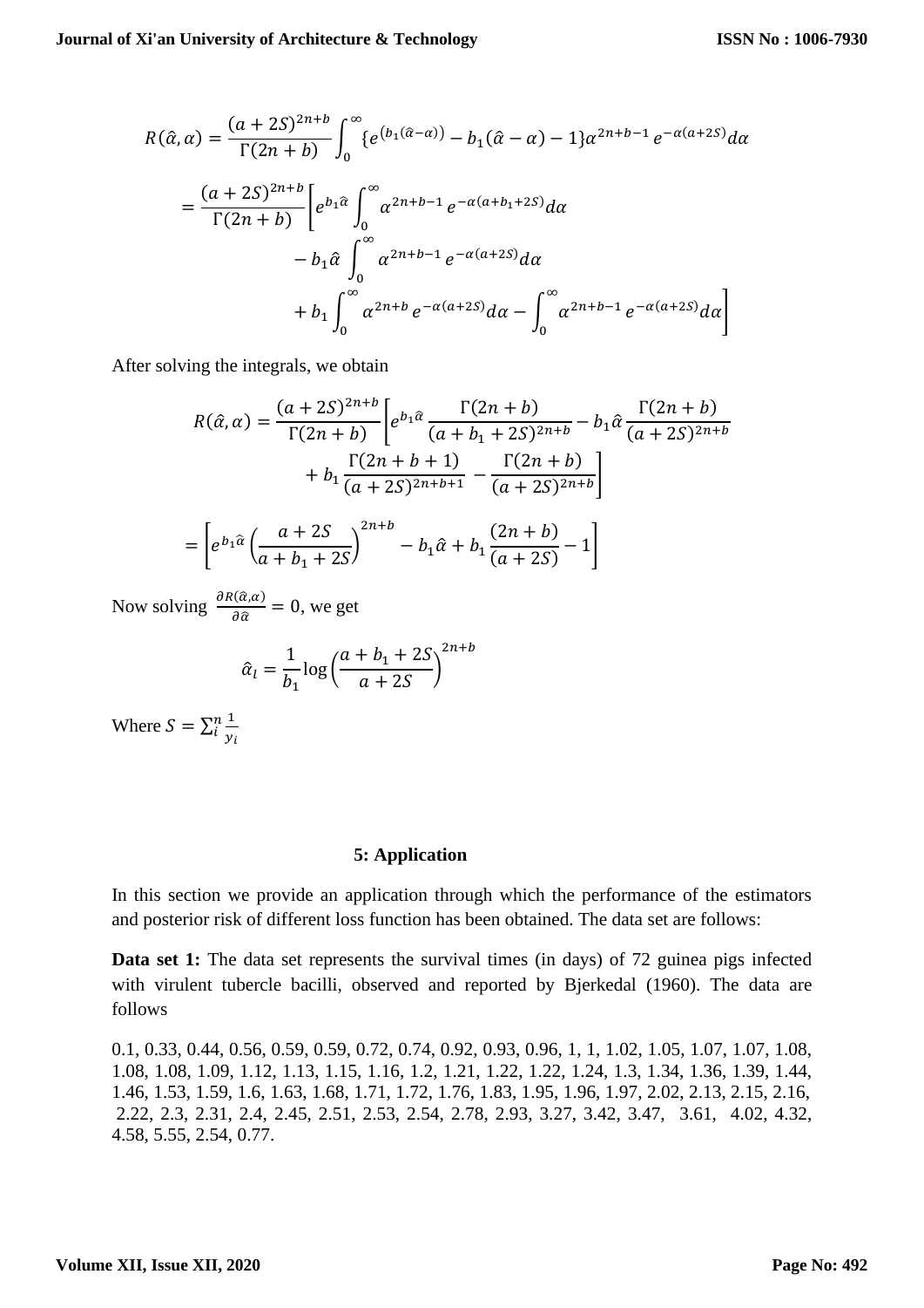$$R(\hat{\alpha},\alpha) = \frac{(a+2S)^{2n+b}}{\Gamma(2n+b)} \int_0^\infty \{e^{(b_1(\hat{\alpha}-\alpha))} - b_1(\hat{\alpha}-\alpha) - 1\}\alpha^{2n+b-1} e^{-\alpha(a+2S)} d\alpha$$

$$= \frac{(a+2S)^{2n+b}}{\Gamma(2n+b)} \Bigg[ e^{b_1\hat{\alpha}} \int_0^\infty \alpha^{2n+b-1} e^{-\alpha(a+b_1+2S)} d\alpha - b_1\hat{\alpha} \int_0^\infty \alpha^{2n+b-1} e^{-\alpha(a+2S)} d\alpha + b_1 \int_0^\infty \alpha^{2n+b} e^{-\alpha(a+2S)} d\alpha - \int_0^\infty \alpha^{2n+b-1} e^{-\alpha(a+2S)} d\alpha \Bigg]$$

After solving the integrals, we obtain

$$R(\hat{\alpha},\alpha) = \frac{(a+2S)^{2n+b}}{\Gamma(2n+b)} \left[ e^{b_1\hat{\alpha}} \frac{\Gamma(2n+b)}{(a+b_1+2S)^{2n+b}} - b_1\hat{\alpha} \frac{\Gamma(2n+b)}{(a+2S)^{2n+b}} + b_1 \frac{\Gamma(2n+b+1)}{(a+2S)^{2n+b+1}} - \frac{\Gamma(2n+b)}{(a+2S)^{2n+b}} \right]$$

$$= \left[ e^{b_1\hat{\alpha}} \left(\frac{a+2S}{a+b_1+2S}\right)^{2n+b} - b_1\hat{\alpha} + b_1 \frac{(2n+b)}{(a+2S)} - 1 \right]$$

Now solving $\frac{\partial R(\hat{\alpha},\alpha)}{\partial \hat{\alpha}} = 0$, we get

$$\hat{\alpha}_l = \frac{1}{b_1} \log\left(\frac{a+b_1+2S}{a+2S}\right)^{2n+b}$$

Where $S = \sum_i^n \frac{1}{y_i}$

## 5: Application

In this section we provide an application through which the performance of the estimators and posterior risk of different loss function has been obtained. The data set are follows:

**Data set 1:** The data set represents the survival times (in days) of 72 guinea pigs infected with virulent tubercle bacilli, observed and reported by Bjerkedal (1960). The data are follows

0.1, 0.33, 0.44, 0.56, 0.59, 0.59, 0.72, 0.74, 0.92, 0.93, 0.96, 1, 1, 1.02, 1.05, 1.07, 1.07, 1.08, 1.08, 1.08, 1.09, 1.12, 1.13, 1.15, 1.16, 1.2, 1.21, 1.22, 1.22, 1.24, 1.3, 1.34, 1.36, 1.39, 1.44, 1.46, 1.53, 1.59, 1.6, 1.63, 1.68, 1.71, 1.72, 1.76, 1.83, 1.95, 1.96, 1.97, 2.02, 2.13, 2.15, 2.16, 2.22, 2.3, 2.31, 2.4, 2.45, 2.51, 2.53, 2.54, 2.78, 2.93, 3.27, 3.42, 3.47, 3.61, 4.02, 4.32, 4.58, 5.55, 2.54, 0.77.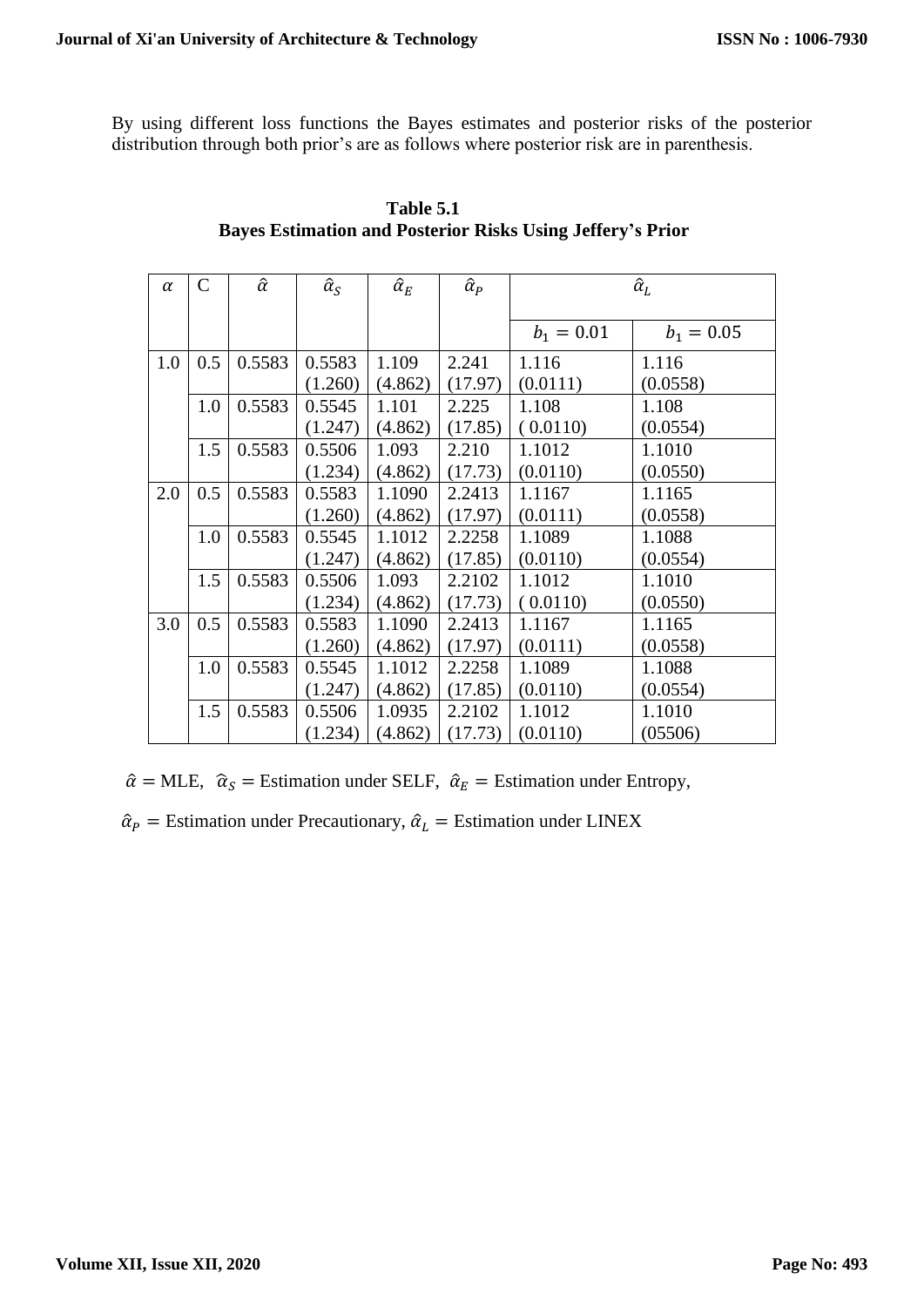By using different loss functions the Bayes estimates and posterior risks of the posterior distribution through both prior's are as follows where posterior risk are in parenthesis.

**Table 5.1**
**Bayes Estimation and Posterior Risks Using Jeffery's Prior**

| $\alpha$ | C | $\hat{\alpha}$ | $\hat{\alpha}_S$ | $\hat{\alpha}_E$ | $\hat{\alpha}_P$ | $\hat{\alpha}_L$ | |
|---|---|---|---|---|---|---|---|
| | | | | | | $b_1 = 0.01$ | $b_1 = 0.05$ |
| 1.0 | 0.5 | 0.5583 | 0.5583 (1.260) | 1.109 (4.862) | 2.241 (17.97) | 1.116 (0.0111) | 1.116 (0.0558) |
| | 1.0 | 0.5583 | 0.5545 (1.247) | 1.101 (4.862) | 2.225 (17.85) | 1.108 ( 0.0110) | 1.108 (0.0554) |
| | 1.5 | 0.5583 | 0.5506 (1.234) | 1.093 (4.862) | 2.210 (17.73) | 1.1012 (0.0110) | 1.1010 (0.0550) |
| 2.0 | 0.5 | 0.5583 | 0.5583 (1.260) | 1.1090 (4.862) | 2.2413 (17.97) | 1.1167 (0.0111) | 1.1165 (0.0558) |
| | 1.0 | 0.5583 | 0.5545 (1.247) | 1.1012 (4.862) | 2.2258 (17.85) | 1.1089 (0.0110) | 1.1088 (0.0554) |
| | 1.5 | 0.5583 | 0.5506 (1.234) | 1.093 (4.862) | 2.2102 (17.73) | 1.1012 ( 0.0110) | 1.1010 (0.0550) |
| 3.0 | 0.5 | 0.5583 | 0.5583 (1.260) | 1.1090 (4.862) | 2.2413 (17.97) | 1.1167 (0.0111) | 1.1165 (0.0558) |
| | 1.0 | 0.5583 | 0.5545 (1.247) | 1.1012 (4.862) | 2.2258 (17.85) | 1.1089 (0.0110) | 1.1088 (0.0554) |
| | 1.5 | 0.5583 | 0.5506 (1.234) | 1.0935 (4.862) | 2.2102 (17.73) | 1.1012 (0.0110) | 1.1010 (05506) |

$\hat{\alpha} =$ MLE, $\hat{\alpha}_S =$ Estimation under SELF, $\hat{\alpha}_E =$ Estimation under Entropy,

$\hat{\alpha}_P =$ Estimation under Precautionary, $\hat{\alpha}_L =$ Estimation under LINEX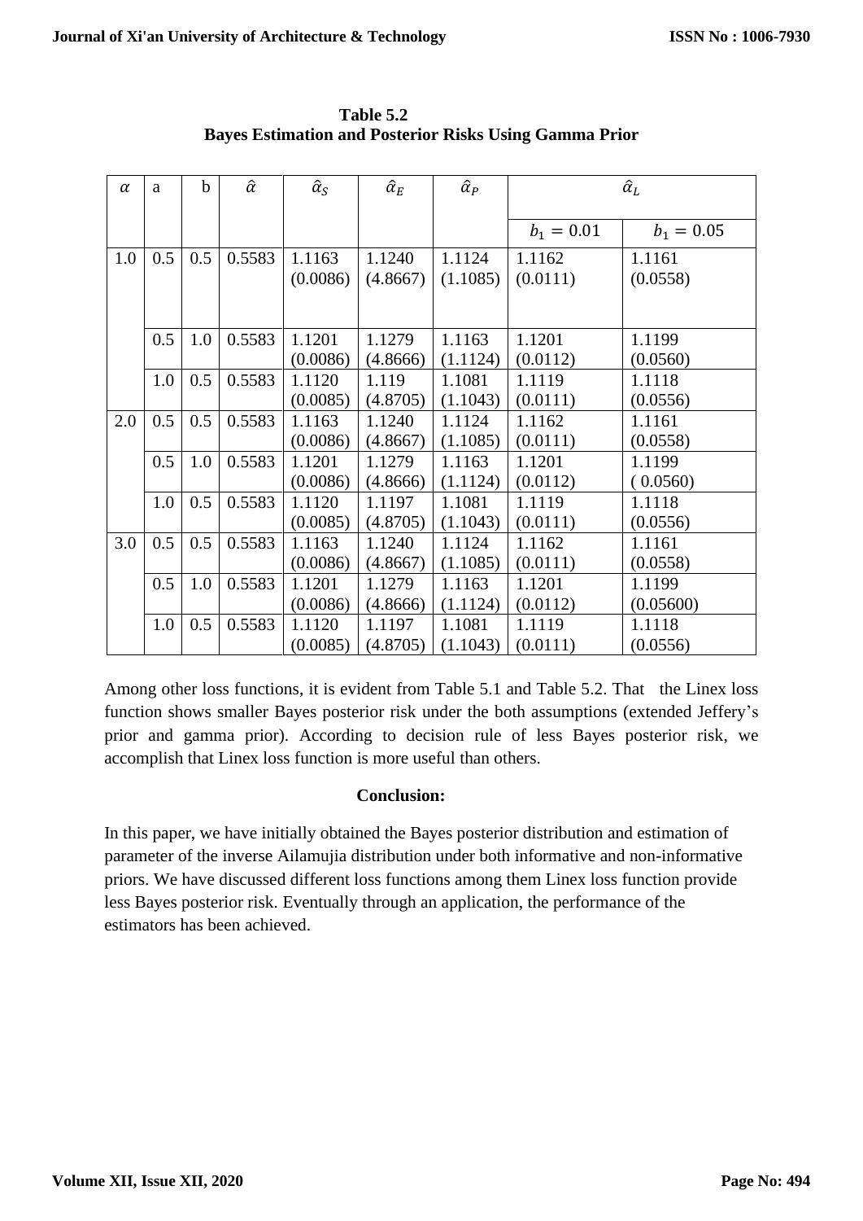**Table 5.2**
**Bayes Estimation and Posterior Risks Using Gamma Prior**

| $\alpha$ | a | b | $\hat{\alpha}$ | $\hat{\alpha}_S$ | $\hat{\alpha}_E$ | $\hat{\alpha}_P$ | $\hat{\alpha}_L$ | |
|---|---|---|---|---|---|---|---|---|
| | | | | | | | $b_1 = 0.01$ | $b_1 = 0.05$ |
| 1.0 | 0.5 | 0.5 | 0.5583 | 1.1163 (0.0086) | 1.1240 (4.8667) | 1.1124 (1.1085) | 1.1162 (0.0111) | 1.1161 (0.0558) |
| | 0.5 | 1.0 | 0.5583 | 1.1201 (0.0086) | 1.1279 (4.8666) | 1.1163 (1.1124) | 1.1201 (0.0112) | 1.1199 (0.0560) |
| | 1.0 | 0.5 | 0.5583 | 1.1120 (0.0085) | 1.119 (4.8705) | 1.1081 (1.1043) | 1.1119 (0.0111) | 1.1118 (0.0556) |
| 2.0 | 0.5 | 0.5 | 0.5583 | 1.1163 (0.0086) | 1.1240 (4.8667) | 1.1124 (1.1085) | 1.1162 (0.0111) | 1.1161 (0.0558) |
| | 0.5 | 1.0 | 0.5583 | 1.1201 (0.0086) | 1.1279 (4.8666) | 1.1163 (1.1124) | 1.1201 (0.0112) | 1.1199 ( 0.0560) |
| | 1.0 | 0.5 | 0.5583 | 1.1120 (0.0085) | 1.1197 (4.8705) | 1.1081 (1.1043) | 1.1119 (0.0111) | 1.1118 (0.0556) |
| 3.0 | 0.5 | 0.5 | 0.5583 | 1.1163 (0.0086) | 1.1240 (4.8667) | 1.1124 (1.1085) | 1.1162 (0.0111) | 1.1161 (0.0558) |
| | 0.5 | 1.0 | 0.5583 | 1.1201 (0.0086) | 1.1279 (4.8666) | 1.1163 (1.1124) | 1.1201 (0.0112) | 1.1199 (0.05600) |
| | 1.0 | 0.5 | 0.5583 | 1.1120 (0.0085) | 1.1197 (4.8705) | 1.1081 (1.1043) | 1.1119 (0.0111) | 1.1118 (0.0556) |

Among other loss functions, it is evident from Table 5.1 and Table 5.2. That the Linex loss function shows smaller Bayes posterior risk under the both assumptions (extended Jeffery's prior and gamma prior). According to decision rule of less Bayes posterior risk, we accomplish that Linex loss function is more useful than others.

## Conclusion:

In this paper, we have initially obtained the Bayes posterior distribution and estimation of parameter of the inverse Ailamujia distribution under both informative and non-informative priors. We have discussed different loss functions among them Linex loss function provide less Bayes posterior risk. Eventually through an application, the performance of the estimators has been achieved.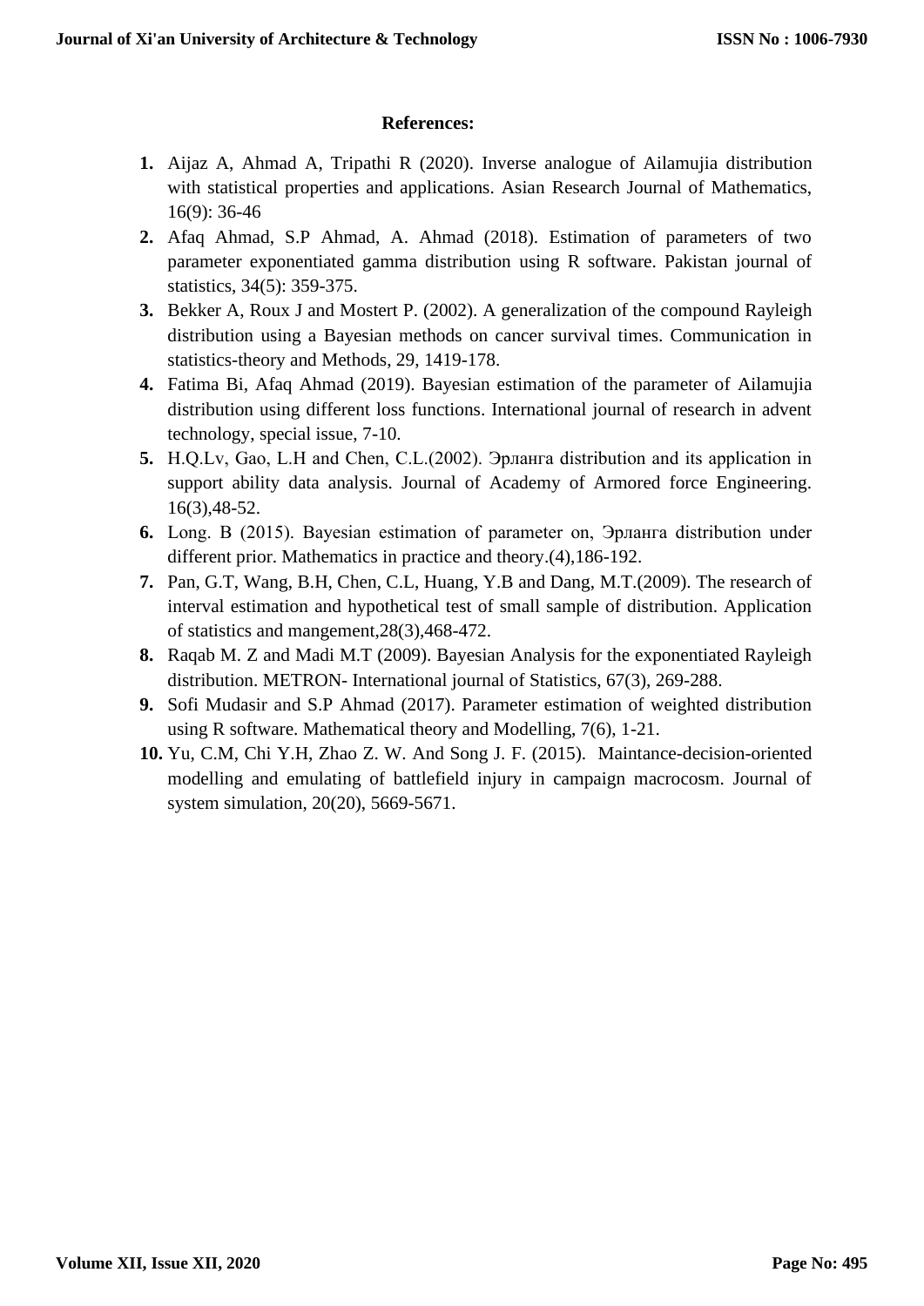**References:**

1. Aijaz A, Ahmad A, Tripathi R (2020). Inverse analogue of Ailamujia distribution with statistical properties and applications. Asian Research Journal of Mathematics, 16(9): 36-46
2. Afaq Ahmad, S.P Ahmad, A. Ahmad (2018). Estimation of parameters of two parameter exponentiated gamma distribution using R software. Pakistan journal of statistics, 34(5): 359-375.
3. Bekker A, Roux J and Mostert P. (2002). A generalization of the compound Rayleigh distribution using a Bayesian methods on cancer survival times. Communication in statistics-theory and Methods, 29, 1419-178.
4. Fatima Bi, Afaq Ahmad (2019). Bayesian estimation of the parameter of Ailamujia distribution using different loss functions. International journal of research in advent technology, special issue, 7-10.
5. H.Q.Lv, Gao, L.H and Chen, C.L.(2002). Эрланга distribution and its application in support ability data analysis. Journal of Academy of Armored force Engineering. 16(3),48-52.
6. Long. B (2015). Bayesian estimation of parameter on, Эрланга distribution under different prior. Mathematics in practice and theory.(4),186-192.
7. Pan, G.T, Wang, B.H, Chen, C.L, Huang, Y.B and Dang, M.T.(2009). The research of interval estimation and hypothetical test of small sample of distribution. Application of statistics and mangement,28(3),468-472.
8. Raqab M. Z and Madi M.T (2009). Bayesian Analysis for the exponentiated Rayleigh distribution. METRON- International journal of Statistics, 67(3), 269-288.
9. Sofi Mudasir and S.P Ahmad (2017). Parameter estimation of weighted distribution using R software. Mathematical theory and Modelling, 7(6), 1-21.
10. Yu, C.M, Chi Y.H, Zhao Z. W. And Song J. F. (2015). Maintance-decision-oriented modelling and emulating of battlefield injury in campaign macrocosm. Journal of system simulation, 20(20), 5669-5671.